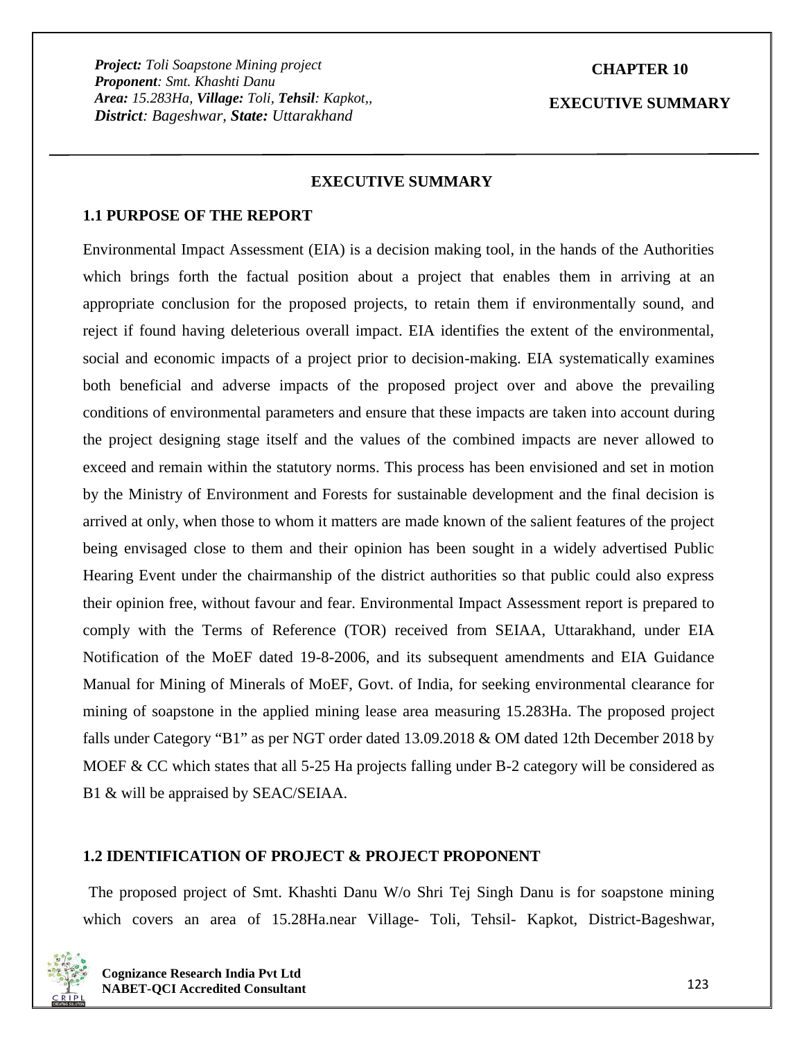# EXECUTIVE SUMMARY

## 1.1 PURPOSE OF THE REPORT

Environmental Impact Assessment (EIA) is a decision making tool, in the hands of the Authorities which brings forth the factual position about a project that enables them in arriving at an appropriate conclusion for the proposed projects, to retain them if environmentally sound, and reject if found having deleterious overall impact. EIA identifies the extent of the environmental, social and economic impacts of a project prior to decision-making. EIA systematically examines both beneficial and adverse impacts of the proposed project over and above the prevailing conditions of environmental parameters and ensure that these impacts are taken into account during the project designing stage itself and the values of the combined impacts are never allowed to exceed and remain within the statutory norms. This process has been envisioned and set in motion by the Ministry of Environment and Forests for sustainable development and the final decision is arrived at only, when those to whom it matters are made known of the salient features of the project being envisaged close to them and their opinion has been sought in a widely advertised Public Hearing Event under the chairmanship of the district authorities so that public could also express their opinion free, without favour and fear. Environmental Impact Assessment report is prepared to comply with the Terms of Reference (TOR) received from SEIAA, Uttarakhand, under EIA Notification of the MoEF dated 19-8-2006, and its subsequent amendments and EIA Guidance Manual for Mining of Minerals of MoEF, Govt. of India, for seeking environmental clearance for mining of soapstone in the applied mining lease area measuring 15.283Ha. The proposed project falls under Category "B1" as per NGT order dated 13.09.2018 & OM dated 12th December 2018 by MOEF & CC which states that all 5-25 Ha projects falling under B-2 category will be considered as B1 & will be appraised by SEAC/SEIAA.

## 1.2 IDENTIFICATION OF PROJECT & PROJECT PROPONENT

The proposed project of Smt. Khashti Danu W/o Shri Tej Singh Danu is for soapstone mining which covers an area of 15.28Ha.near Village- Toli, Tehsil- Kapkot, District-Bageshwar,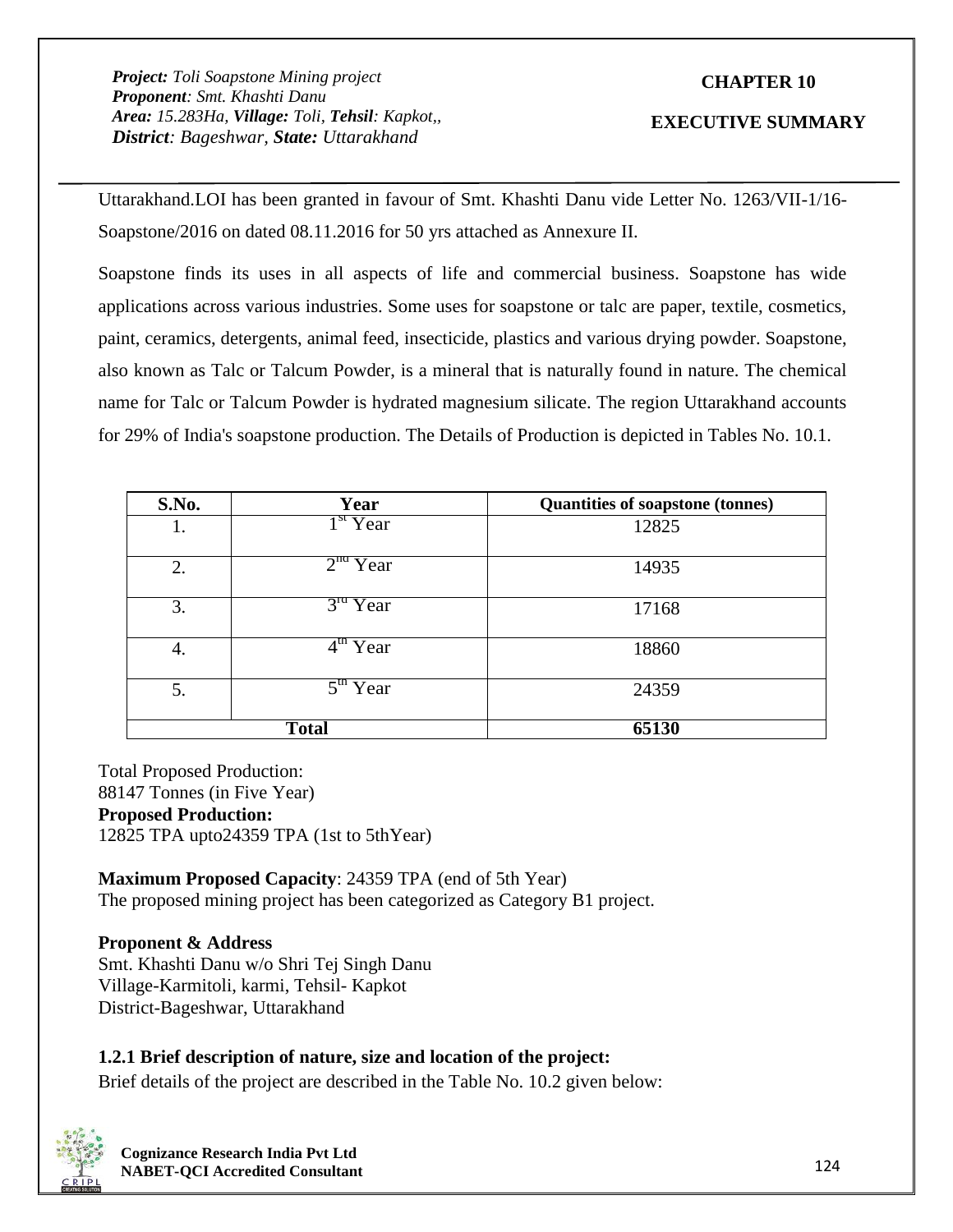Uttarakhand.LOI has been granted in favour of Smt. Khashti Danu vide Letter No. 1263/VII-1/16-Soapstone/2016 on dated 08.11.2016 for 50 yrs attached as Annexure II.

Soapstone finds its uses in all aspects of life and commercial business. Soapstone has wide applications across various industries. Some uses for soapstone or talc are paper, textile, cosmetics, paint, ceramics, detergents, animal feed, insecticide, plastics and various drying powder. Soapstone, also known as Talc or Talcum Powder, is a mineral that is naturally found in nature. The chemical name for Talc or Talcum Powder is hydrated magnesium silicate. The region Uttarakhand accounts for 29% of India's soapstone production. The Details of Production is depicted in Tables No. 10.1.

| S.No. | Year | Quantities of soapstone (tonnes) |
|---|---|---|
| 1. | 1st Year | 12825 |
| 2. | 2nd Year | 14935 |
| 3. | 3rd Year | 17168 |
| 4. | 4th Year | 18860 |
| 5. | 5th Year | 24359 |
| **Total** | | **65130** |

Total Proposed Production:
88147 Tonnes (in Five Year)

**Proposed Production:**
12825 TPA upto24359 TPA (1st to 5thYear)

**Maximum Proposed Capacity**: 24359 TPA (end of 5th Year)
The proposed mining project has been categorized as Category B1 project.

**Proponent & Address**
Smt. Khashti Danu w/o Shri Tej Singh Danu
Village-Karmitoli, karmi, Tehsil- Kapkot
District-Bageshwar, Uttarakhand

### 1.2.1 Brief description of nature, size and location of the project:

Brief details of the project are described in the Table No. 10.2 given below: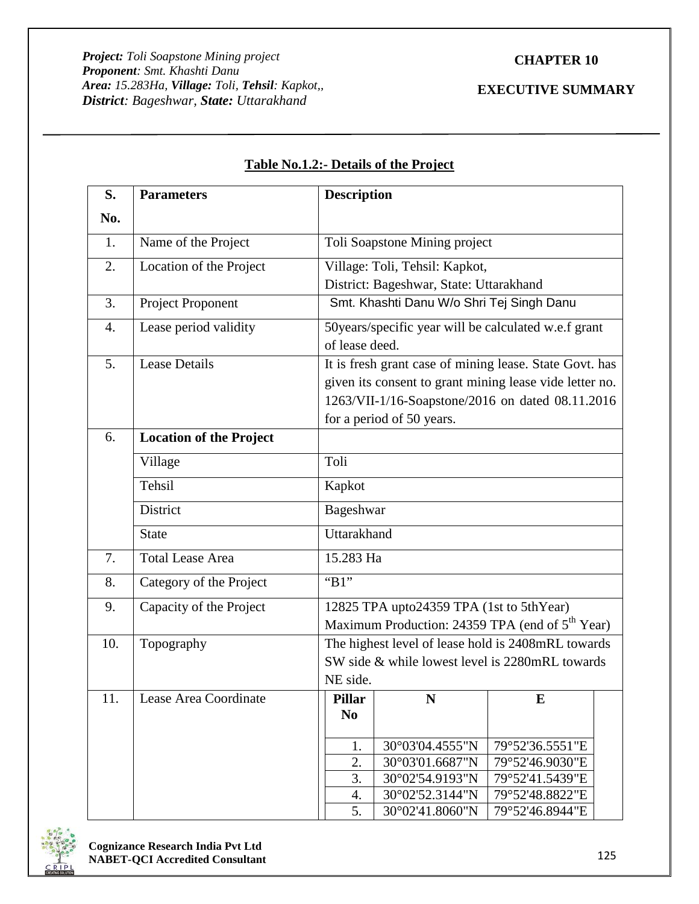## Table No.1.2:- Details of the Project

| S. No. | Parameters | Description |
|---|---|---|
| 1. | Name of the Project | Toli Soapstone Mining project |
| 2. | Location of the Project | Village: Toli, Tehsil: Kapkot, District: Bageshwar, State: Uttarakhand |
| 3. | Project Proponent | Smt. Khashti Danu W/o Shri Tej Singh Danu |
| 4. | Lease period validity | 50years/specific year will be calculated w.e.f grant of lease deed. |
| 5. | Lease Details | It is fresh grant case of mining lease. State Govt. has given its consent to grant mining lease vide letter no. 1263/VII-1/16-Soapstone/2016 on dated 08.11.2016 for a period of 50 years. |
| 6. | **Location of the Project** | |
| | Village | Toli |
| | Tehsil | Kapkot |
| | District | Bageshwar |
| | State | Uttarakhand |
| 7. | Total Lease Area | 15.283 Ha |
| 8. | Category of the Project | "B1" |
| 9. | Capacity of the Project | 12825 TPA upto24359 TPA (1st to 5thYear) Maximum Production: 24359 TPA (end of 5th Year) |
| 10. | Topography | The highest level of lease hold is 2408mRL towards SW side & while lowest level is 2280mRL towards NE side. |
| 11. | Lease Area Coordinate | |

| Pillar No | N | E |
|---|---|---|
| 1. | 30°03'04.4555"N | 79°52'36.5551"E |
| 2. | 30°03'01.6687"N | 79°52'46.9030"E |
| 3. | 30°02'54.9193"N | 79°52'41.5439"E |
| 4. | 30°02'52.3144"N | 79°52'48.8822"E |
| 5. | 30°02'41.8060"N | 79°52'46.8944"E |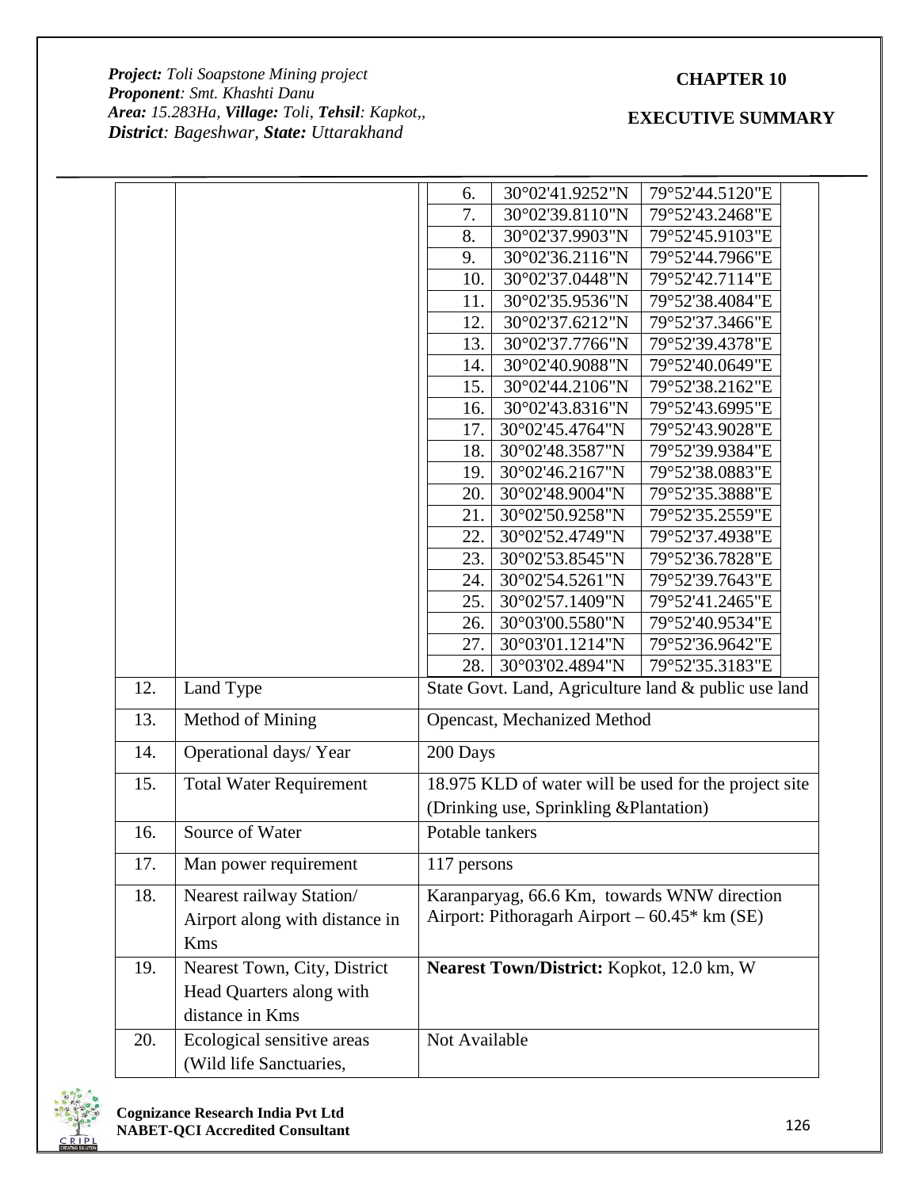| | | | | |
|---|---|---|---|---|
| | | 6. | 30°02'41.9252"N | 79°52'44.5120"E |
| | | 7. | 30°02'39.8110"N | 79°52'43.2468"E |
| | | 8. | 30°02'37.9903"N | 79°52'45.9103"E |
| | | 9. | 30°02'36.2116"N | 79°52'44.7966"E |
| | | 10. | 30°02'37.0448"N | 79°52'42.7114"E |
| | | 11. | 30°02'35.9536"N | 79°52'38.4084"E |
| | | 12. | 30°02'37.6212"N | 79°52'37.3466"E |
| | | 13. | 30°02'37.7766"N | 79°52'39.4378"E |
| | | 14. | 30°02'40.9088"N | 79°52'40.0649"E |
| | | 15. | 30°02'44.2106"N | 79°52'38.2162"E |
| | | 16. | 30°02'43.8316"N | 79°52'43.6995"E |
| | | 17. | 30°02'45.4764"N | 79°52'43.9028"E |
| | | 18. | 30°02'48.3587"N | 79°52'39.9384"E |
| | | 19. | 30°02'46.2167"N | 79°52'38.0883"E |
| | | 20. | 30°02'48.9004"N | 79°52'35.3888"E |
| | | 21. | 30°02'50.9258"N | 79°52'35.2559"E |
| | | 22. | 30°02'52.4749"N | 79°52'37.4938"E |
| | | 23. | 30°02'53.8545"N | 79°52'36.7828"E |
| | | 24. | 30°02'54.5261"N | 79°52'39.7643"E |
| | | 25. | 30°02'57.1409"N | 79°52'41.2465"E |
| | | 26. | 30°03'00.5580"N | 79°52'40.9534"E |
| | | 27. | 30°03'01.1214"N | 79°52'36.9642"E |
| | | 28. | 30°03'02.4894"N | 79°52'35.3183"E |
| 12. | Land Type | State Govt. Land, Agriculture land & public use land | | |
| 13. | Method of Mining | Opencast, Mechanized Method | | |
| 14. | Operational days/ Year | 200 Days | | |
| 15. | Total Water Requirement | 18.975 KLD of water will be used for the project site (Drinking use, Sprinkling &Plantation) | | |
| 16. | Source of Water | Potable tankers | | |
| 17. | Man power requirement | 117 persons | | |
| 18. | Nearest railway Station/ Airport along with distance in Kms | Karanparyag, 66.6 Km, towards WNW direction<br>Airport: Pithoragarh Airport – 60.45* km (SE) | | |
| 19. | Nearest Town, City, District Head Quarters along with distance in Kms | **Nearest Town/District:** Kopkot, 12.0 km, W | | |
| 20. | Ecological sensitive areas (Wild life Sanctuaries, | Not Available | | |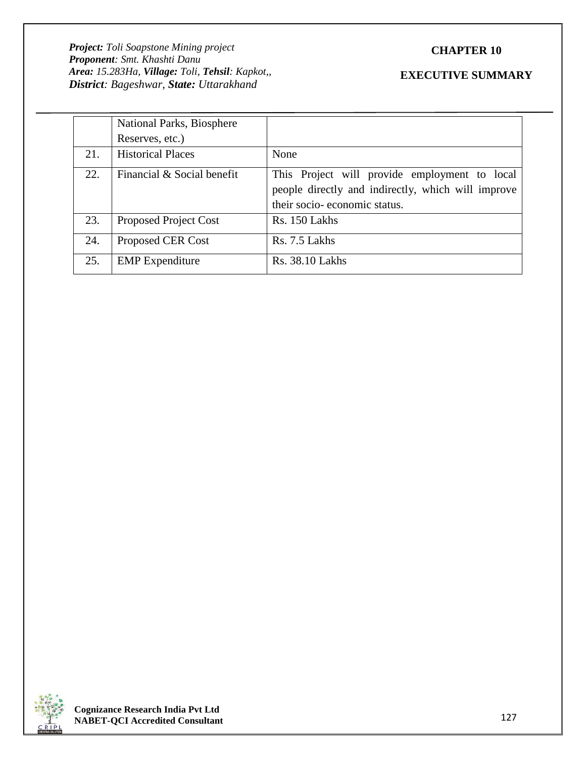|  |  |  |
|---|---|---|
|  | National Parks, Biosphere Reserves, etc.) |  |
| 21. | Historical Places | None |
| 22. | Financial & Social benefit | This Project will provide employment to local people directly and indirectly, which will improve their socio- economic status. |
| 23. | Proposed Project Cost | Rs. 150 Lakhs |
| 24. | Proposed CER Cost | Rs. 7.5 Lakhs |
| 25. | EMP Expenditure | Rs. 38.10 Lakhs |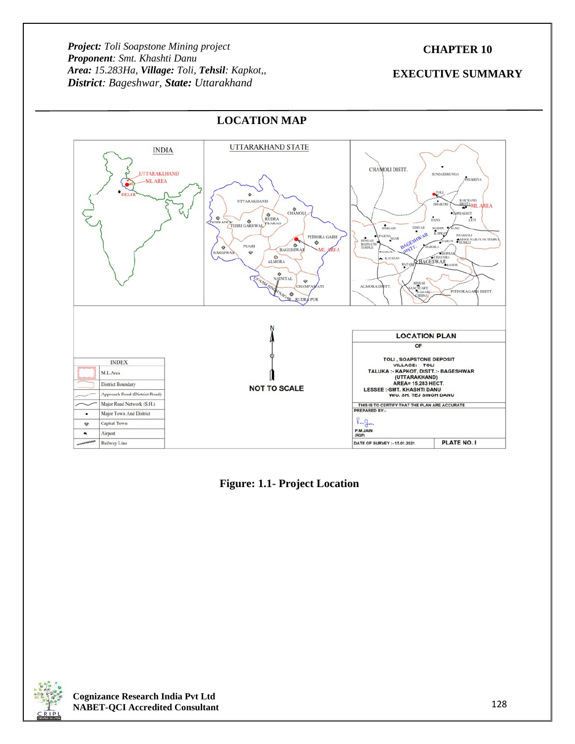## LOCATION MAP

Figure: 1.1- Project Location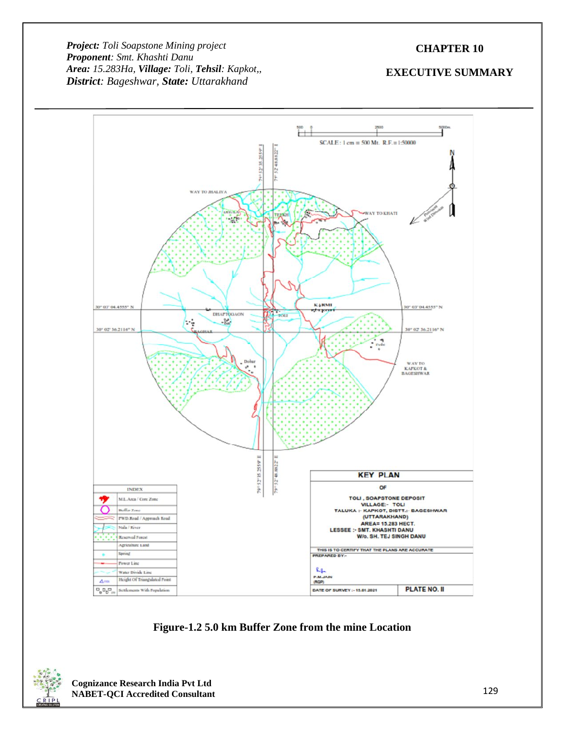Figure-1.2 5.0 km Buffer Zone from the mine Location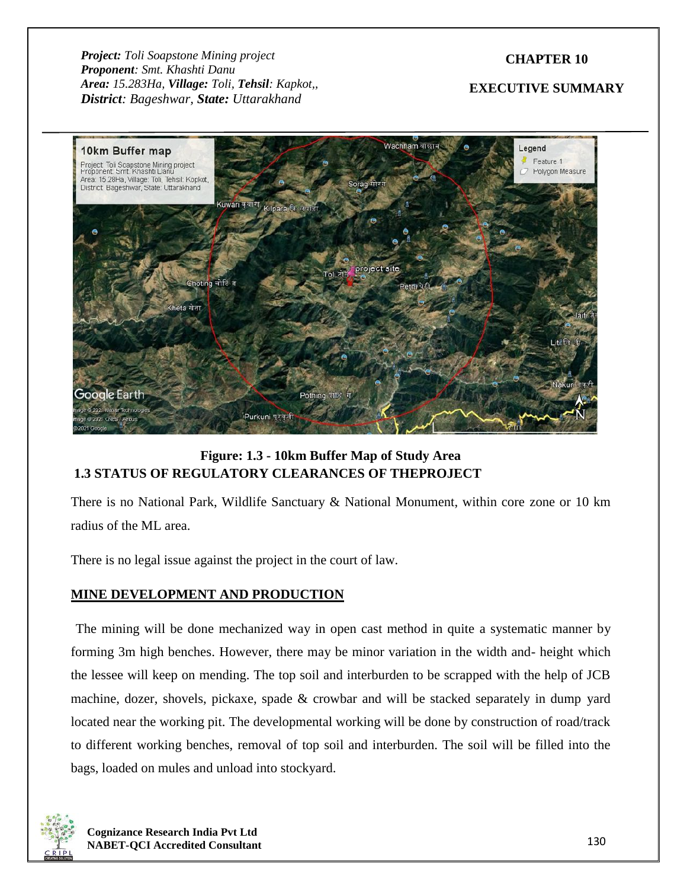Figure: 1.3 - 10km Buffer Map of Study Area

**1.3 STATUS OF REGULATORY CLEARANCES OF THEPROJECT**

There is no National Park, Wildlife Sanctuary & National Monument, within core zone or 10 km radius of the ML area.

There is no legal issue against the project in the court of law.

**MINE DEVELOPMENT AND PRODUCTION**

The mining will be done mechanized way in open cast method in quite a systematic manner by forming 3m high benches. However, there may be minor variation in the width and- height which the lessee will keep on mending. The top soil and interburden to be scrapped with the help of JCB machine, dozer, shovels, pickaxe, spade & crowbar and will be stacked separately in dump yard located near the working pit. The developmental working will be done by construction of road/track to different working benches, removal of top soil and interburden. The soil will be filled into the bags, loaded on mules and unload into stockyard.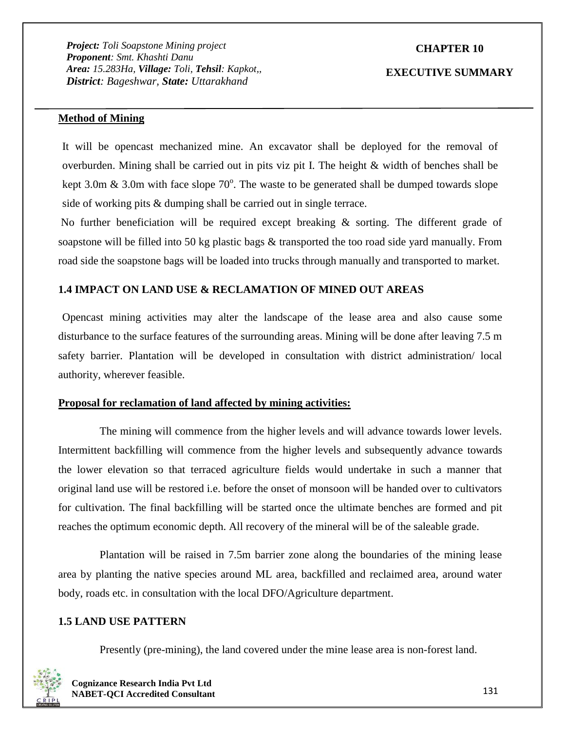**Method of Mining**

It will be opencast mechanized mine. An excavator shall be deployed for the removal of overburden. Mining shall be carried out in pits viz pit I. The height & width of benches shall be kept 3.0m & 3.0m with face slope 70$^{o}$. The waste to be generated shall be dumped towards slope side of working pits & dumping shall be carried out in single terrace.

No further beneficiation will be required except breaking & sorting. The different grade of soapstone will be filled into 50 kg plastic bags & transported the too road side yard manually. From road side the soapstone bags will be loaded into trucks through manually and transported to market.

### 1.4 IMPACT ON LAND USE & RECLAMATION OF MINED OUT AREAS

Opencast mining activities may alter the landscape of the lease area and also cause some disturbance to the surface features of the surrounding areas. Mining will be done after leaving 7.5 m safety barrier. Plantation will be developed in consultation with district administration/ local authority, wherever feasible.

**Proposal for reclamation of land affected by mining activities:**

The mining will commence from the higher levels and will advance towards lower levels. Intermittent backfilling will commence from the higher levels and subsequently advance towards the lower elevation so that terraced agriculture fields would undertake in such a manner that original land use will be restored i.e. before the onset of monsoon will be handed over to cultivators for cultivation. The final backfilling will be started once the ultimate benches are formed and pit reaches the optimum economic depth. All recovery of the mineral will be of the saleable grade.

Plantation will be raised in 7.5m barrier zone along the boundaries of the mining lease area by planting the native species around ML area, backfilled and reclaimed area, around water body, roads etc. in consultation with the local DFO/Agriculture department.

### 1.5 LAND USE PATTERN

Presently (pre-mining), the land covered under the mine lease area is non-forest land.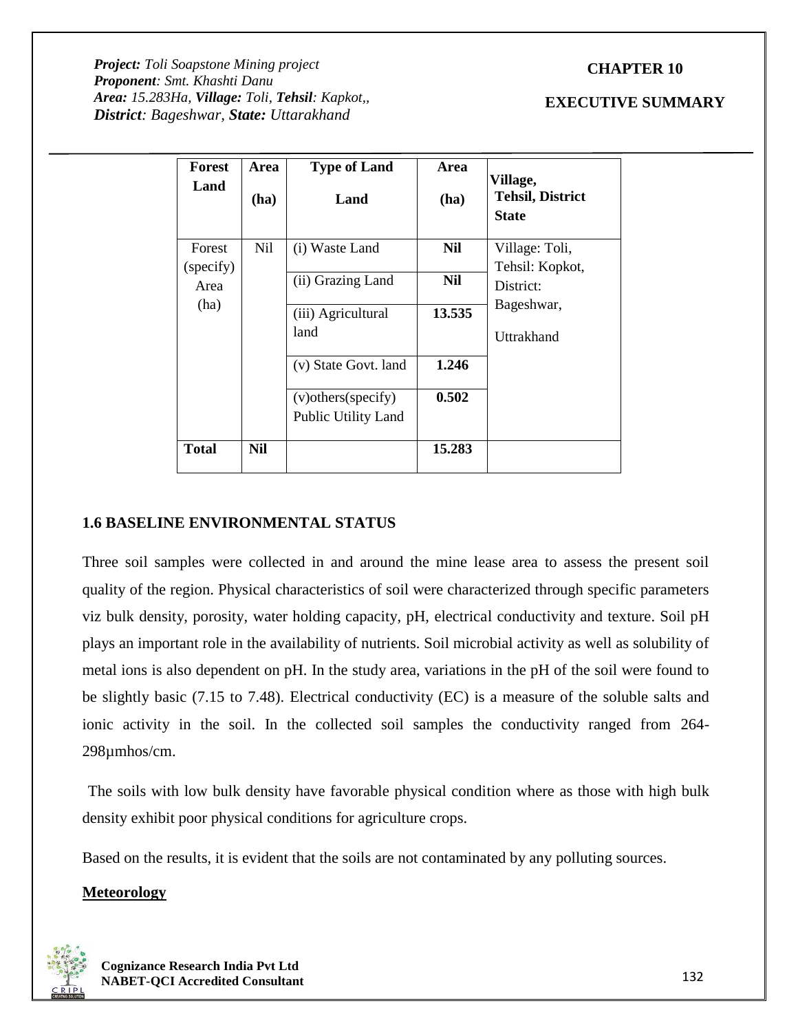| Forest Land | Area (ha) | Type of Land Land | Area (ha) | Village, Tehsil, District State |
|---|---|---|---|---|
| Forest (specify) Area (ha) | Nil | (i) Waste Land | **Nil** | Village: Toli, Tehsil: Kopkot, District: Bageshwar, Uttrakhand |
| | | (ii) Grazing Land | **Nil** | |
| | | (iii) Agricultural land | **13.535** | |
| | | (v) State Govt. land | **1.246** | |
| | | (v)others(specify) Public Utility Land | **0.502** | |
| **Total** | **Nil** | | **15.283** | |

## 1.6 BASELINE ENVIRONMENTAL STATUS

Three soil samples were collected in and around the mine lease area to assess the present soil quality of the region. Physical characteristics of soil were characterized through specific parameters viz bulk density, porosity, water holding capacity, pH, electrical conductivity and texture. Soil pH plays an important role in the availability of nutrients. Soil microbial activity as well as solubility of metal ions is also dependent on pH. In the study area, variations in the pH of the soil were found to be slightly basic (7.15 to 7.48). Electrical conductivity (EC) is a measure of the soluble salts and ionic activity in the soil. In the collected soil samples the conductivity ranged from 264-298µmhos/cm.

The soils with low bulk density have favorable physical condition where as those with high bulk density exhibit poor physical conditions for agriculture crops.

Based on the results, it is evident that the soils are not contaminated by any polluting sources.

**Meteorology**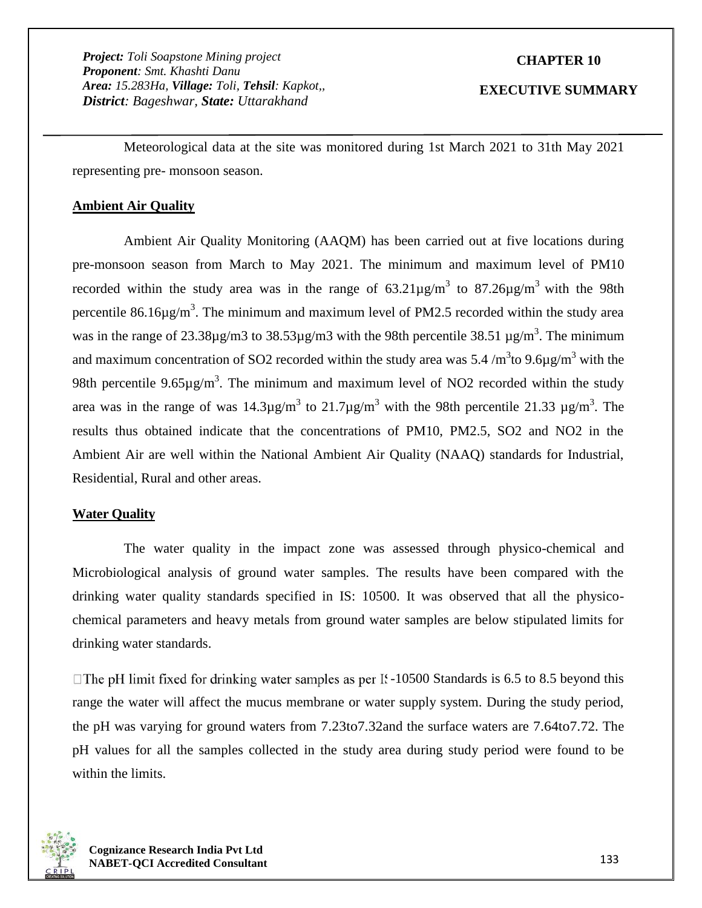Meteorological data at the site was monitored during 1st March 2021 to 31th May 2021 representing pre- monsoon season.

**Ambient Air Quality**

Ambient Air Quality Monitoring (AAQM) has been carried out at five locations during pre-monsoon season from March to May 2021. The minimum and maximum level of PM10 recorded within the study area was in the range of 63.21µg/$m^3$ to 87.26µg/$m^3$ with the 98th percentile 86.16µg/$m^3$. The minimum and maximum level of PM2.5 recorded within the study area was in the range of 23.38µg/m3 to 38.53µg/m3 with the 98th percentile 38.51 µg/$m^3$. The minimum and maximum concentration of SO2 recorded within the study area was 5.4 /$m^3$to 9.6µg/$m^3$ with the 98th percentile 9.65µg/$m^3$. The minimum and maximum level of NO2 recorded within the study area was in the range of was 14.3µg/$m^3$ to 21.7µg/$m^3$ with the 98th percentile 21.33 µg/$m^3$. The results thus obtained indicate that the concentrations of PM10, PM2.5, SO2 and NO2 in the Ambient Air are well within the National Ambient Air Quality (NAAQ) standards for Industrial, Residential, Rural and other areas.

**Water Quality**

The water quality in the impact zone was assessed through physico-chemical and Microbiological analysis of ground water samples. The results have been compared with the drinking water quality standards specified in IS: 10500. It was observed that all the physico-chemical parameters and heavy metals from ground water samples are below stipulated limits for drinking water standards.

The pH limit fixed for drinking water samples as per IS-10500 Standards is 6.5 to 8.5 beyond this range the water will affect the mucus membrane or water supply system. During the study period, the pH was varying for ground waters from 7.23to7.32and the surface waters are 7.64to7.72. The pH values for all the samples collected in the study area during study period were found to be within the limits.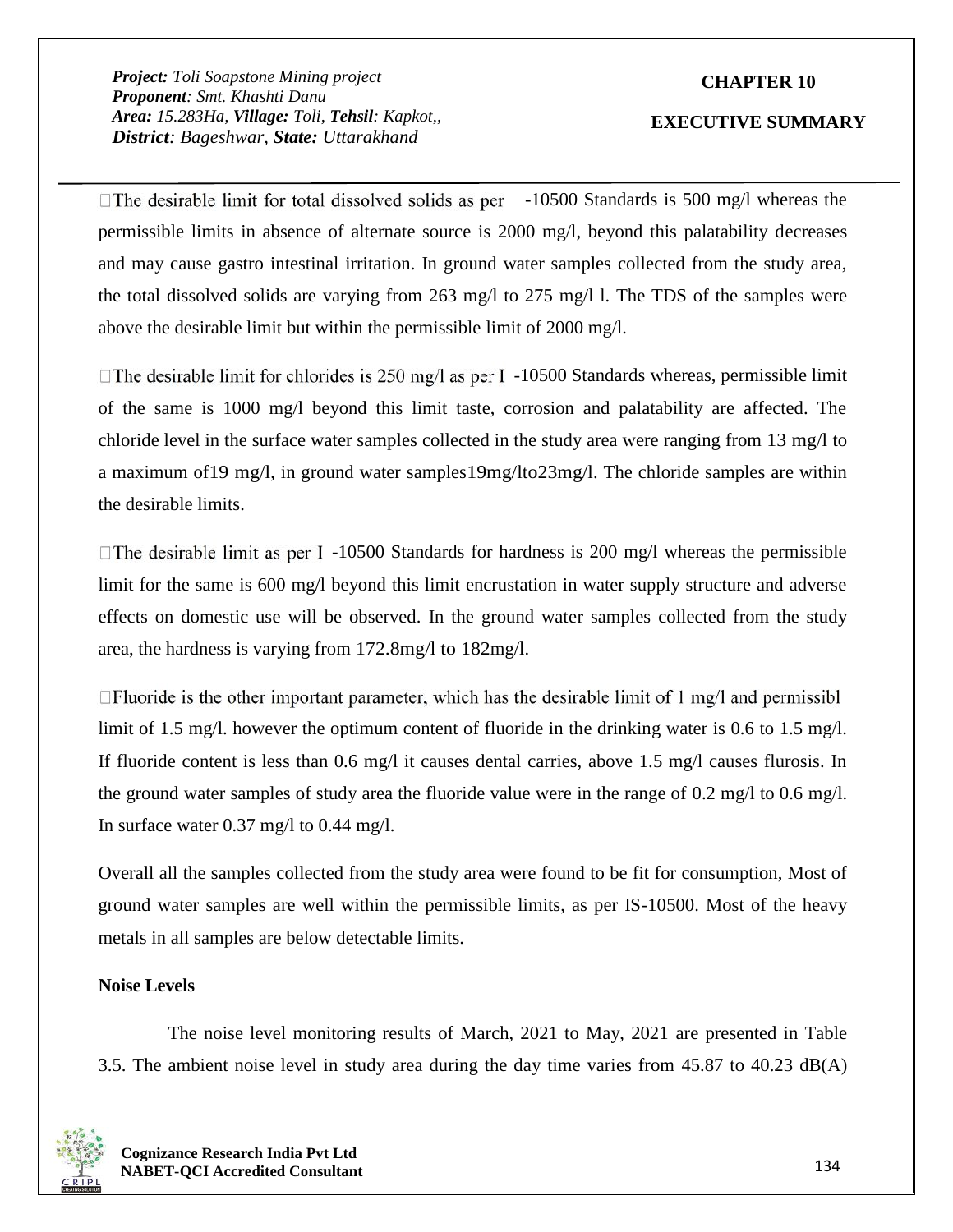- The desirable limit for total dissolved solids as per -10500 Standards is 500 mg/l whereas the permissible limits in absence of alternate source is 2000 mg/l, beyond this palatability decreases and may cause gastro intestinal irritation. In ground water samples collected from the study area, the total dissolved solids are varying from 263 mg/l to 275 mg/l l. The TDS of the samples were above the desirable limit but within the permissible limit of 2000 mg/l.

- The desirable limit for chlorides is 250 mg/l as per I -10500 Standards whereas, permissible limit of the same is 1000 mg/l beyond this limit taste, corrosion and palatability are affected. The chloride level in the surface water samples collected in the study area were ranging from 13 mg/l to a maximum of19 mg/l, in ground water samples19mg/lto23mg/l. The chloride samples are within the desirable limits.

- The desirable limit as per I -10500 Standards for hardness is 200 mg/l whereas the permissible limit for the same is 600 mg/l beyond this limit encrustation in water supply structure and adverse effects on domestic use will be observed. In the ground water samples collected from the study area, the hardness is varying from 172.8mg/l to 182mg/l.

- Fluoride is the other important parameter, which has the desirable limit of 1 mg/l and permissibl limit of 1.5 mg/l. however the optimum content of fluoride in the drinking water is 0.6 to 1.5 mg/l. If fluoride content is less than 0.6 mg/l it causes dental carries, above 1.5 mg/l causes flurosis. In the ground water samples of study area the fluoride value were in the range of 0.2 mg/l to 0.6 mg/l. In surface water 0.37 mg/l to 0.44 mg/l.

Overall all the samples collected from the study area were found to be fit for consumption, Most of ground water samples are well within the permissible limits, as per IS-10500. Most of the heavy metals in all samples are below detectable limits.

**Noise Levels**

The noise level monitoring results of March, 2021 to May, 2021 are presented in Table 3.5. The ambient noise level in study area during the day time varies from 45.87 to 40.23 dB(A)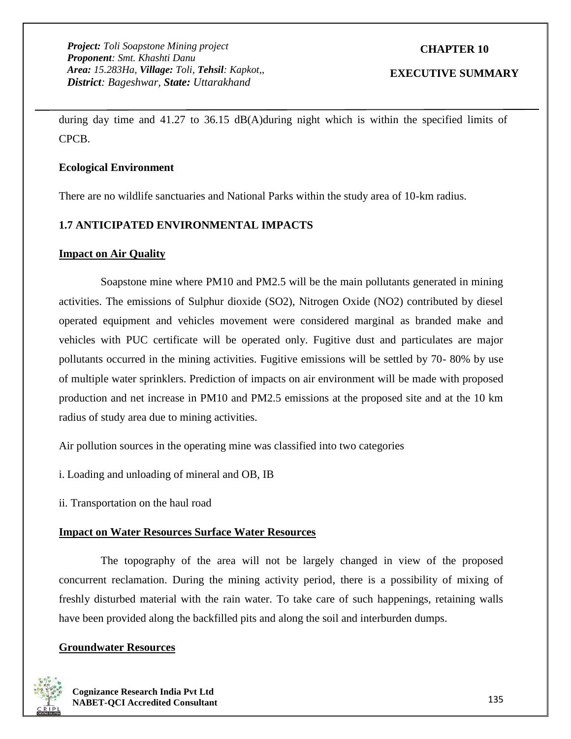during day time and 41.27 to 36.15 dB(A)during night which is within the specified limits of CPCB.

**Ecological Environment**

There are no wildlife sanctuaries and National Parks within the study area of 10-km radius.

## 1.7 ANTICIPATED ENVIRONMENTAL IMPACTS

**Impact on Air Quality**

Soapstone mine where PM10 and PM2.5 will be the main pollutants generated in mining activities. The emissions of Sulphur dioxide ($SO_2$), Nitrogen Oxide ($NO_2$) contributed by diesel operated equipment and vehicles movement were considered marginal as branded make and vehicles with PUC certificate will be operated only. Fugitive dust and particulates are major pollutants occurred in the mining activities. Fugitive emissions will be settled by 70- 80% by use of multiple water sprinklers. Prediction of impacts on air environment will be made with proposed production and net increase in PM10 and PM2.5 emissions at the proposed site and at the 10 km radius of study area due to mining activities.

Air pollution sources in the operating mine was classified into two categories

i. Loading and unloading of mineral and OB, IB

ii. Transportation on the haul road

**Impact on Water Resources Surface Water Resources**

The topography of the area will not be largely changed in view of the proposed concurrent reclamation. During the mining activity period, there is a possibility of mixing of freshly disturbed material with the rain water. To take care of such happenings, retaining walls have been provided along the backfilled pits and along the soil and interburden dumps.

**Groundwater Resources**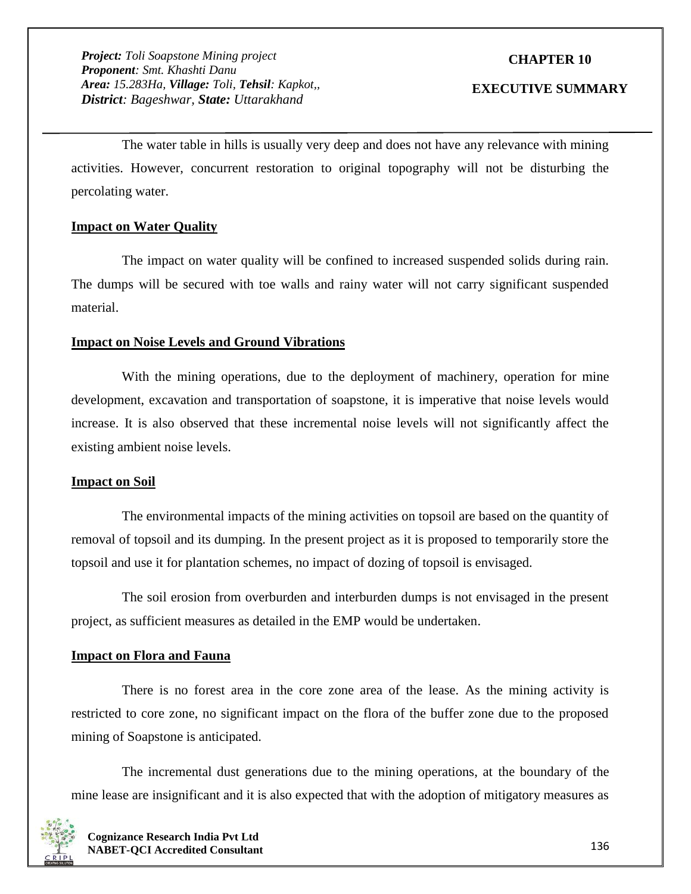The water table in hills is usually very deep and does not have any relevance with mining activities. However, concurrent restoration to original topography will not be disturbing the percolating water.

**Impact on Water Quality**

The impact on water quality will be confined to increased suspended solids during rain. The dumps will be secured with toe walls and rainy water will not carry significant suspended material.

**Impact on Noise Levels and Ground Vibrations**

With the mining operations, due to the deployment of machinery, operation for mine development, excavation and transportation of soapstone, it is imperative that noise levels would increase. It is also observed that these incremental noise levels will not significantly affect the existing ambient noise levels.

**Impact on Soil**

The environmental impacts of the mining activities on topsoil are based on the quantity of removal of topsoil and its dumping. In the present project as it is proposed to temporarily store the topsoil and use it for plantation schemes, no impact of dozing of topsoil is envisaged.

The soil erosion from overburden and interburden dumps is not envisaged in the present project, as sufficient measures as detailed in the EMP would be undertaken.

**Impact on Flora and Fauna**

There is no forest area in the core zone area of the lease. As the mining activity is restricted to core zone, no significant impact on the flora of the buffer zone due to the proposed mining of Soapstone is anticipated.

The incremental dust generations due to the mining operations, at the boundary of the mine lease are insignificant and it is also expected that with the adoption of mitigatory measures as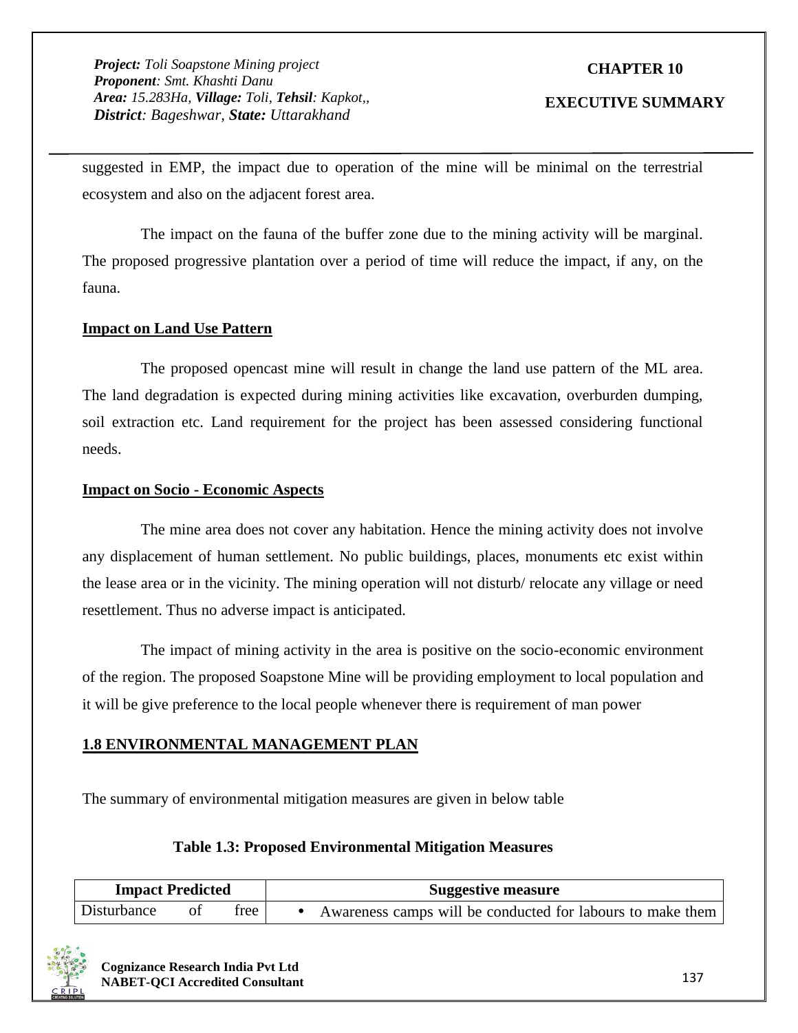suggested in EMP, the impact due to operation of the mine will be minimal on the terrestrial ecosystem and also on the adjacent forest area.

The impact on the fauna of the buffer zone due to the mining activity will be marginal. The proposed progressive plantation over a period of time will reduce the impact, if any, on the fauna.

**Impact on Land Use Pattern**

The proposed opencast mine will result in change the land use pattern of the ML area. The land degradation is expected during mining activities like excavation, overburden dumping, soil extraction etc. Land requirement for the project has been assessed considering functional needs.

**Impact on Socio - Economic Aspects**

The mine area does not cover any habitation. Hence the mining activity does not involve any displacement of human settlement. No public buildings, places, monuments etc exist within the lease area or in the vicinity. The mining operation will not disturb/ relocate any village or need resettlement. Thus no adverse impact is anticipated.

The impact of mining activity in the area is positive on the socio-economic environment of the region. The proposed Soapstone Mine will be providing employment to local population and it will be give preference to the local people whenever there is requirement of man power

## 1.8 ENVIRONMENTAL MANAGEMENT PLAN

The summary of environmental mitigation measures are given in below table

**Table 1.3: Proposed Environmental Mitigation Measures**

| Impact Predicted | Suggestive measure |
|---|---|
| Disturbance of free | • Awareness camps will be conducted for labours to make them |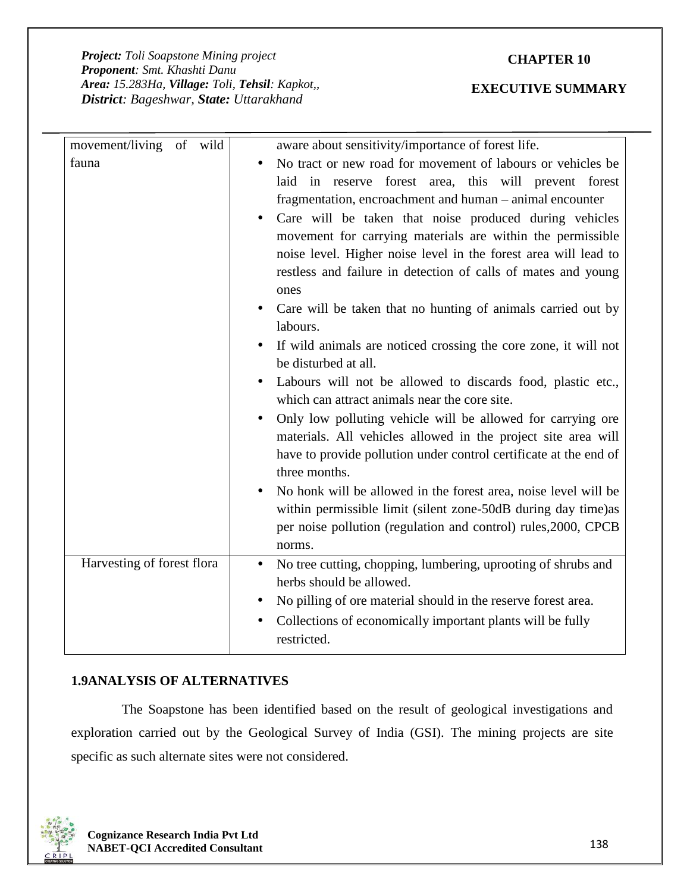| movement/living of wild fauna | aware about sensitivity/importance of forest life.<br>• No tract or new road for movement of labours or vehicles be laid in reserve forest area, this will prevent forest fragmentation, encroachment and human – animal encounter<br>• Care will be taken that noise produced during vehicles movement for carrying materials are within the permissible noise level. Higher noise level in the forest area will lead to restless and failure in detection of calls of mates and young ones<br>• Care will be taken that no hunting of animals carried out by labours.<br>• If wild animals are noticed crossing the core zone, it will not be disturbed at all.<br>• Labours will not be allowed to discards food, plastic etc., which can attract animals near the core site.<br>• Only low polluting vehicle will be allowed for carrying ore materials. All vehicles allowed in the project site area will have to provide pollution under control certificate at the end of three months.<br>• No honk will be allowed in the forest area, noise level will be within permissible limit (silent zone-50dB during day time)as per noise pollution (regulation and control) rules,2000, CPCB norms. |
|---|---|
| Harvesting of forest flora | • No tree cutting, chopping, lumbering, uprooting of shrubs and herbs should be allowed.<br>• No pilling of ore material should in the reserve forest area.<br>• Collections of economically important plants will be fully restricted. |

## 1.9ANALYSIS OF ALTERNATIVES

The Soapstone has been identified based on the result of geological investigations and exploration carried out by the Geological Survey of India (GSI). The mining projects are site specific as such alternate sites were not considered.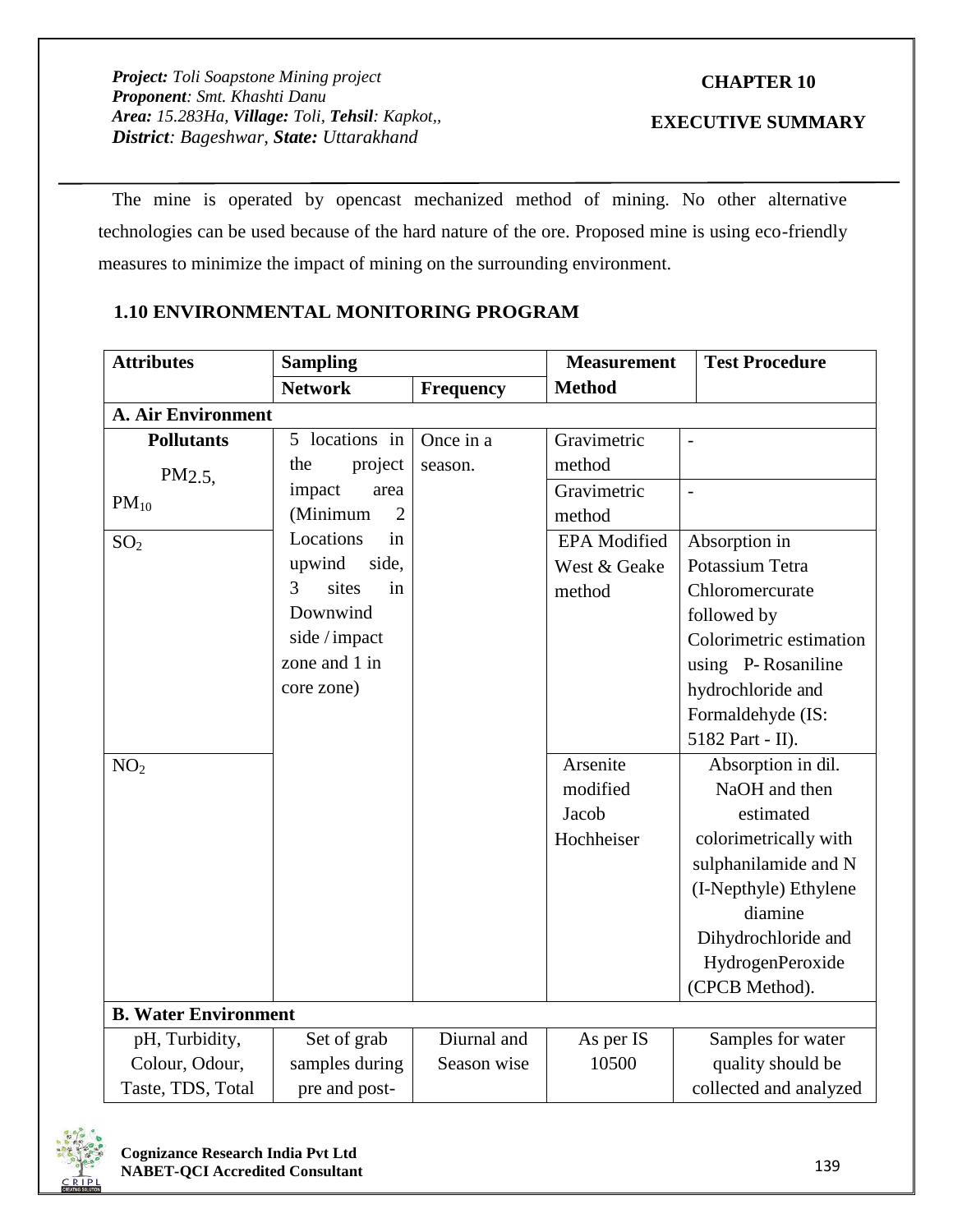The mine is operated by opencast mechanized method of mining. No other alternative technologies can be used because of the hard nature of the ore. Proposed mine is using eco-friendly measures to minimize the impact of mining on the surrounding environment.

### 1.10 ENVIRONMENTAL MONITORING PROGRAM

| Attributes | Sampling | | Measurement Method | Test Procedure |
|---|---|---|---|---|
| | Network | Frequency | | |
| **A. Air Environment** | | | | |
| **Pollutants** $PM_{2.5}$, | 5 locations in the project impact area (Minimum 2 Locations in upwind side, 3 sites in Downwind side / impact zone and 1 in core zone) | Once in a season. | Gravimetric method | - |
| $PM_{10}$ | | | Gravimetric method | - |
| $SO_2$ | | | EPA Modified West & Geake method | Absorption in Potassium Tetra Chloromercurate followed by Colorimetric estimation using P- Rosaniline hydrochloride and Formaldehyde (IS: 5182 Part - II). |
| $NO_2$ | | | Arsenite modified Jacob Hochheiser | Absorption in dil. NaOH and then estimated colorimetrically with sulphanilamide and N (I-Nepthyle) Ethylene diamine Dihydrochloride and HydrogenPeroxide (CPCB Method). |
| **B. Water Environment** | | | | |
| pH, Turbidity, Colour, Odour, Taste, TDS, Total | Set of grab samples during pre and post- | Diurnal and Season wise | As per IS 10500 | Samples for water quality should be collected and analyzed |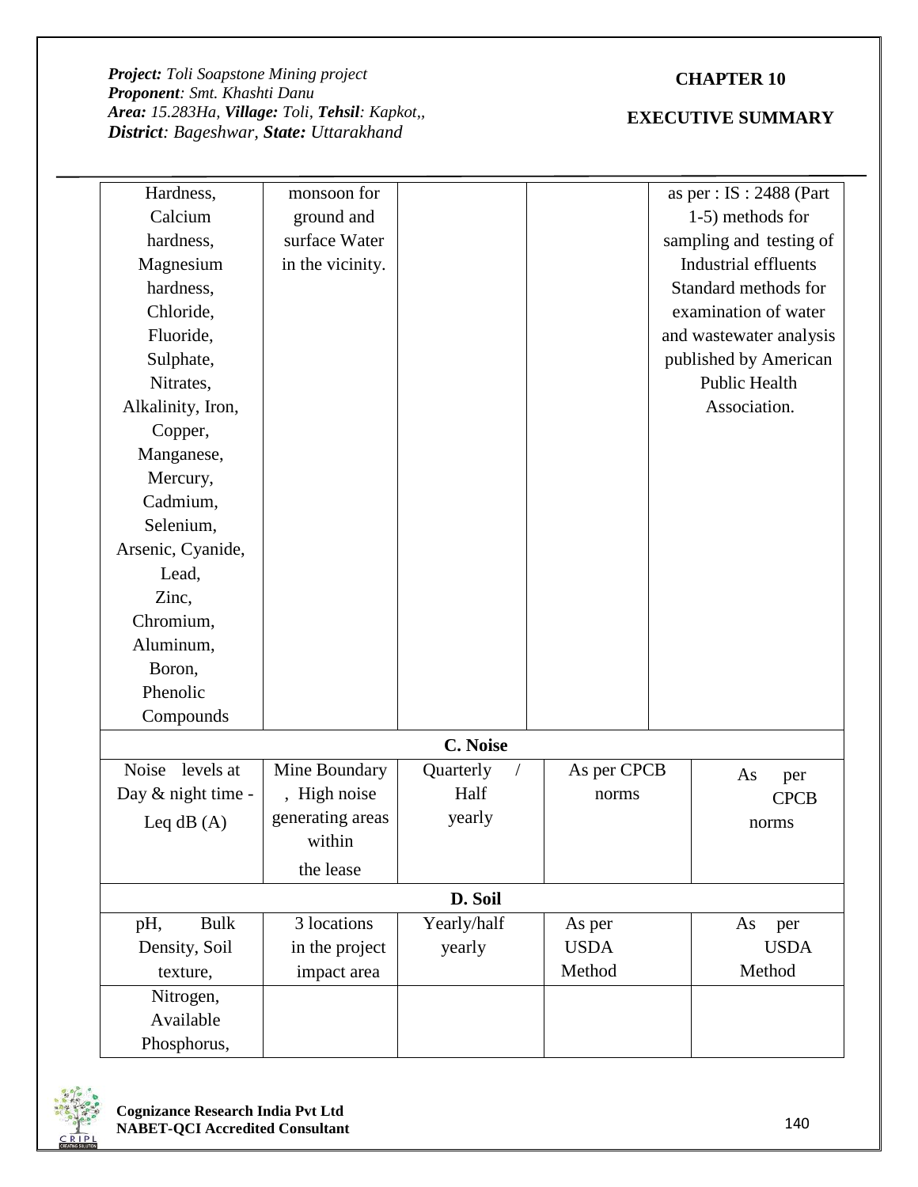| | | | | |
|---|---|---|---|---|
| Hardness, Calcium hardness, Magnesium hardness, Chloride, Fluoride, Sulphate, Nitrates, Alkalinity, Iron, Copper, Manganese, Mercury, Cadmium, Selenium, Arsenic, Cyanide, Lead, Zinc, Chromium, Aluminum, Boron, Phenolic Compounds | monsoon for ground and surface Water in the vicinity. | | | as per : IS : 2488 (Part 1-5) methods for sampling and testing of Industrial effluents Standard methods for examination of water and wastewater analysis published by American Public Health Association. |
| **C. Noise** | | | | |
| Noise levels at Day & night time - Leq dB (A) | Mine Boundary , High noise generating areas within the lease | Quarterly / Half yearly | As per CPCB norms | As per CPCB norms |
| **D. Soil** | | | | |
| pH, Bulk Density, Soil texture, | 3 locations in the project impact area | Yearly/half yearly | As per USDA Method | As per USDA Method |
| Nitrogen, Available Phosphorus, | | | | |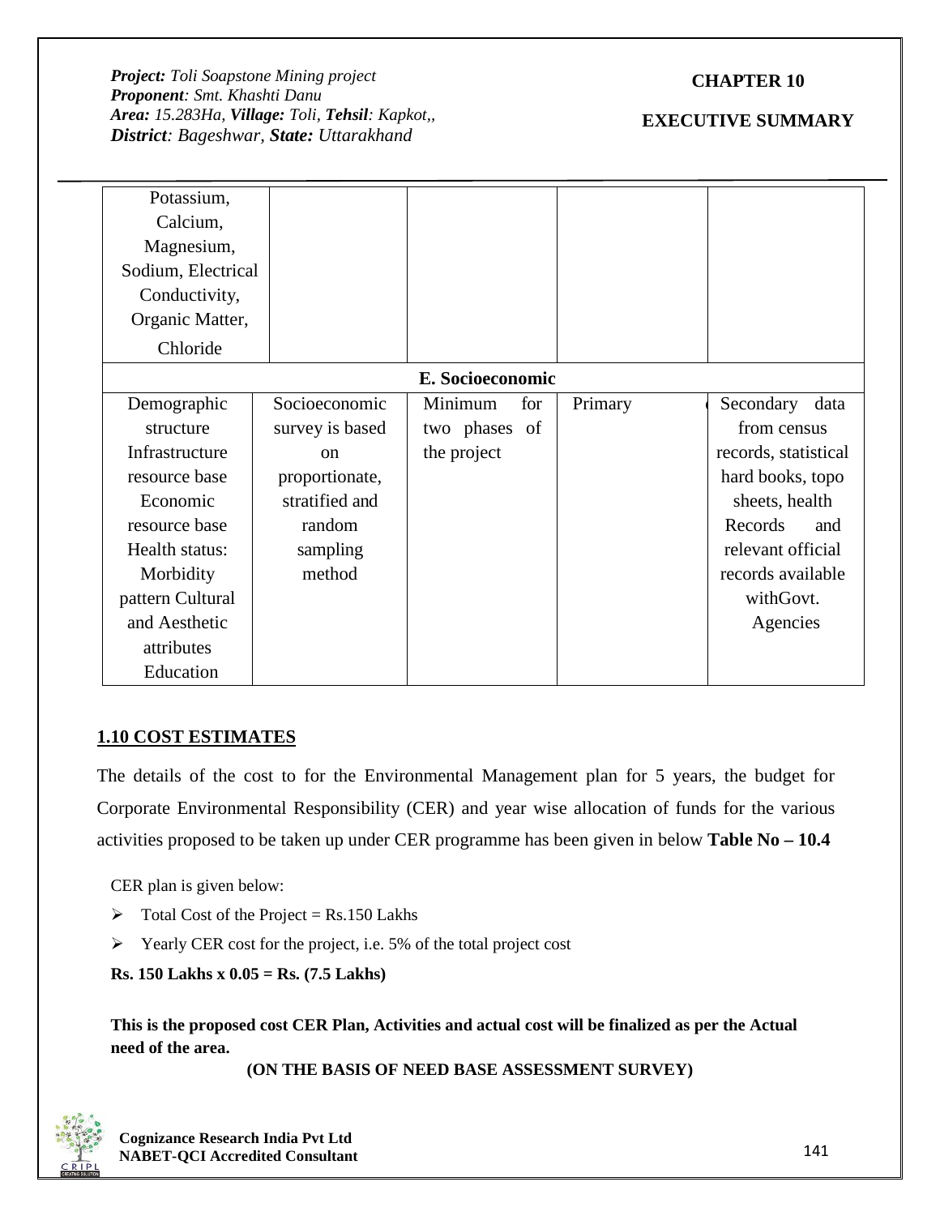| | | | | |
|---|---|---|---|---|
| Potassium, Calcium, Magnesium, Sodium, Electrical Conductivity, Organic Matter, Chloride | | | | |
| **E. Socioeconomic** | | | | |
| Demographic structure Infrastructure resource base Economic resource base Health status: Morbidity pattern Cultural and Aesthetic attributes Education | Socioeconomic survey is based on proportionate, stratified and random sampling method | Minimum for two phases of the project | Primary | Secondary data from census records, statistical hard books, topo sheets, health Records and relevant official records available withGovt. Agencies |

## 1.10 COST ESTIMATES

The details of the cost to for the Environmental Management plan for 5 years, the budget for Corporate Environmental Responsibility (CER) and year wise allocation of funds for the various activities proposed to be taken up under CER programme has been given in below **Table No – 10.4**

CER plan is given below:

- Total Cost of the Project = Rs.150 Lakhs
- Yearly CER cost for the project, i.e. 5% of the total project cost

**Rs. 150 Lakhs x 0.05 = Rs. (7.5 Lakhs)**

**This is the proposed cost CER Plan, Activities and actual cost will be finalized as per the Actual need of the area.**

**(ON THE BASIS OF NEED BASE ASSESSMENT SURVEY)**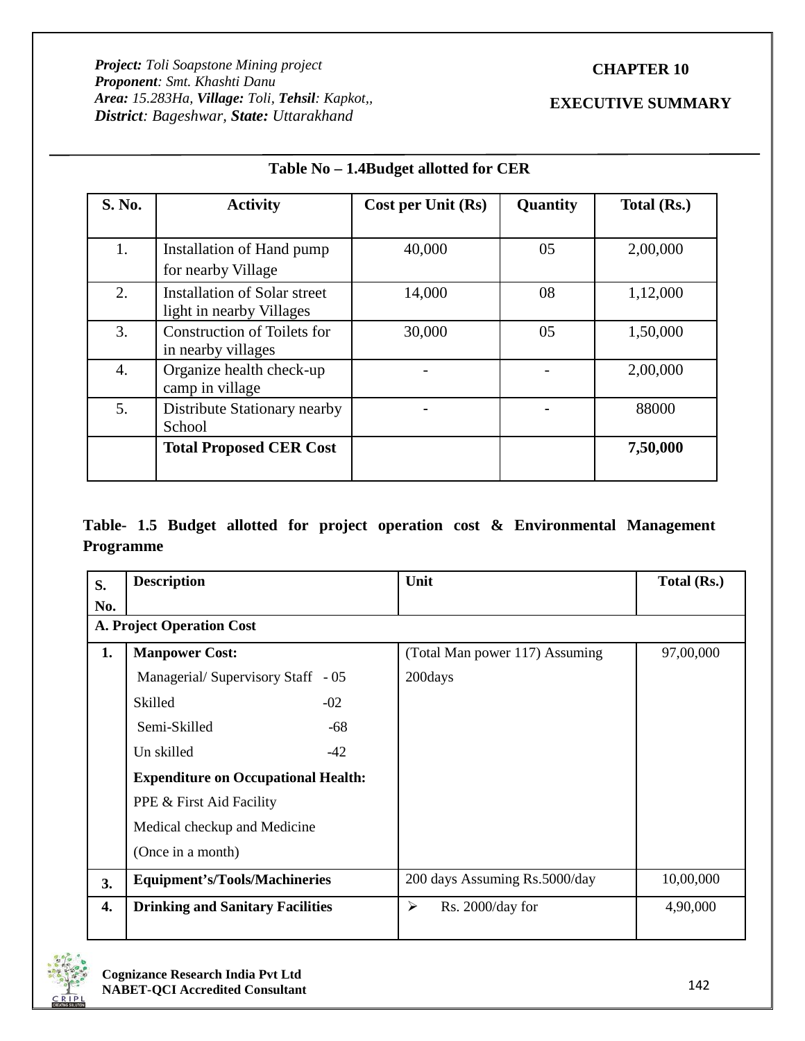**Table No – 1.4Budget allotted for CER**

| S. No. | Activity | Cost per Unit (Rs) | Quantity | Total (Rs.) |
|---|---|---|---|---|
| 1. | Installation of Hand pump for nearby Village | 40,000 | 05 | 2,00,000 |
| 2. | Installation of Solar street light in nearby Villages | 14,000 | 08 | 1,12,000 |
| 3. | Construction of Toilets for in nearby villages | 30,000 | 05 | 1,50,000 |
| 4. | Organize health check-up camp in village | - | - | 2,00,000 |
| 5. | Distribute Stationary nearby School | - | - | 88000 |
| | **Total Proposed CER Cost** | | | **7,50,000** |

**Table- 1.5 Budget allotted for project operation cost & Environmental Management Programme**

| S. No. | Description | Unit | Total (Rs.) |
|---|---|---|---|
| **A. Project Operation Cost** | | | |
| **1.** | **Manpower Cost:**<br>Managerial/ Supervisory Staff - 05<br>Skilled -02<br>Semi-Skilled -68<br>Un skilled -42<br>**Expenditure on Occupational Health:**<br>PPE & First Aid Facility<br>Medical checkup and Medicine<br>(Once in a month) | (Total Man power 117) Assuming 200days | 97,00,000 |
| **3.** | **Equipment's/Tools/Machineries** | 200 days Assuming Rs.5000/day | 10,00,000 |
| **4.** | **Drinking and Sanitary Facilities** | ➢ Rs. 2000/day for | 4,90,000 |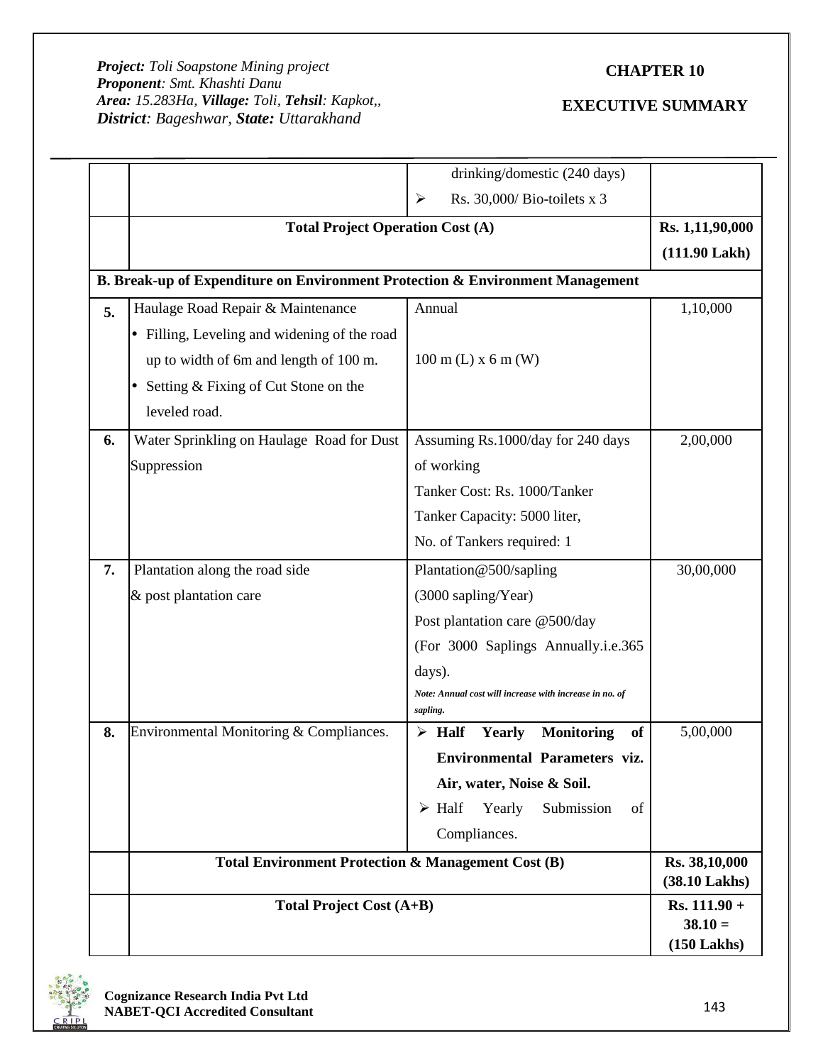| | | drinking/domestic (240 days)<br>➢ Rs. 30,000/ Bio-toilets x 3 | |
|---|---|---|---|
| | **Total Project Operation Cost (A)** | | **Rs. 1,11,90,000 (111.90 Lakh)** |
| **B. Break-up of Expenditure on Environment Protection & Environment Management** | | | |
| **5.** | Haulage Road Repair & Maintenance<br>• Filling, Leveling and widening of the road up to width of 6m and length of 100 m.<br>• Setting & Fixing of Cut Stone on the leveled road. | Annual<br><br>100 m (L) x 6 m (W) | 1,10,000 |
| **6.** | Water Sprinkling on Haulage Road for Dust Suppression | Assuming Rs.1000/day for 240 days of working<br>Tanker Cost: Rs. 1000/Tanker<br>Tanker Capacity: 5000 liter,<br>No. of Tankers required: 1 | 2,00,000 |
| **7.** | Plantation along the road side & post plantation care | Plantation@500/sapling<br>(3000 sapling/Year)<br>Post plantation care @500/day<br>(For 3000 Saplings Annually.i.e.365 days).<br>*Note: Annual cost will increase with increase in no. of sapling.* | 30,00,000 |
| **8.** | Environmental Monitoring & Compliances. | ➢ **Half Yearly Monitoring of Environmental Parameters viz. Air, water, Noise & Soil.**<br>➢ Half Yearly Submission of Compliances. | 5,00,000 |
| | **Total Environment Protection & Management Cost (B)** | | **Rs. 38,10,000 (38.10 Lakhs)** |
| | **Total Project Cost (A+B)** | | **Rs. 111.90 + 38.10 = (150 Lakhs)** |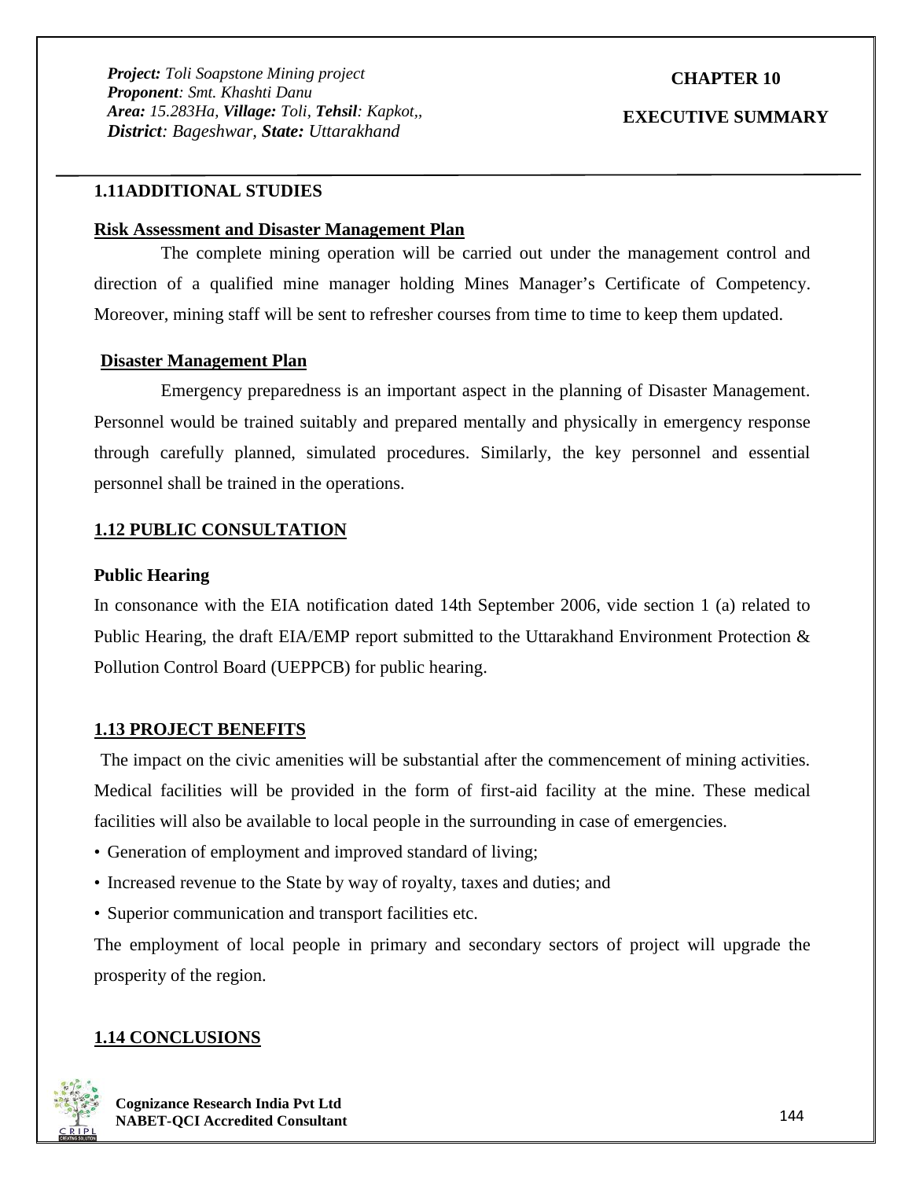## 1.11ADDITIONAL STUDIES

**Risk Assessment and Disaster Management Plan**

The complete mining operation will be carried out under the management control and direction of a qualified mine manager holding Mines Manager's Certificate of Competency. Moreover, mining staff will be sent to refresher courses from time to time to keep them updated.

**Disaster Management Plan**

Emergency preparedness is an important aspect in the planning of Disaster Management. Personnel would be trained suitably and prepared mentally and physically in emergency response through carefully planned, simulated procedures. Similarly, the key personnel and essential personnel shall be trained in the operations.

## 1.12 PUBLIC CONSULTATION

**Public Hearing**

In consonance with the EIA notification dated 14th September 2006, vide section 1 (a) related to Public Hearing, the draft EIA/EMP report submitted to the Uttarakhand Environment Protection & Pollution Control Board (UEPPCB) for public hearing.

## 1.13 PROJECT BENEFITS

The impact on the civic amenities will be substantial after the commencement of mining activities. Medical facilities will be provided in the form of first-aid facility at the mine. These medical facilities will also be available to local people in the surrounding in case of emergencies.

- Generation of employment and improved standard of living;
- Increased revenue to the State by way of royalty, taxes and duties; and
- Superior communication and transport facilities etc.

The employment of local people in primary and secondary sectors of project will upgrade the prosperity of the region.

## 1.14 CONCLUSIONS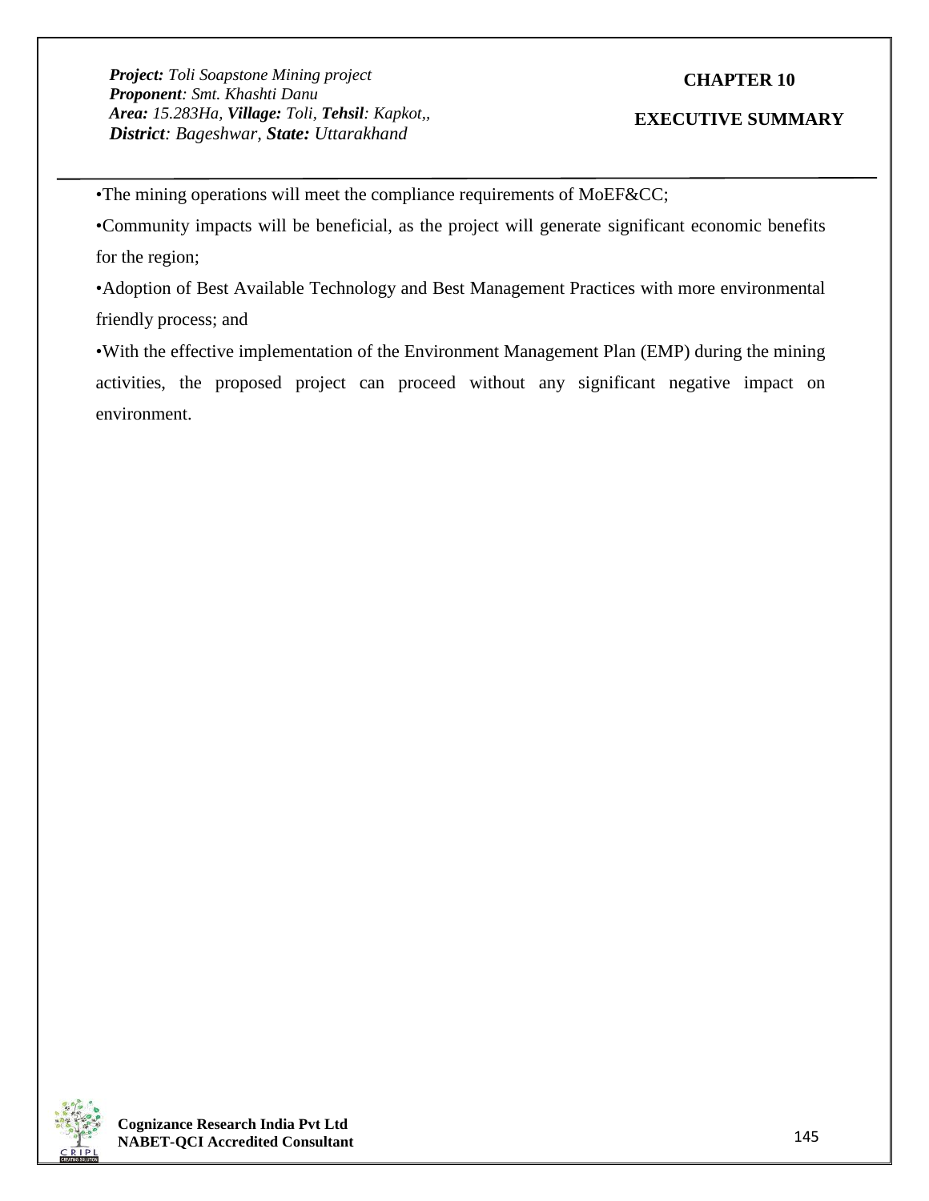- The mining operations will meet the compliance requirements of MoEF&CC;
- Community impacts will be beneficial, as the project will generate significant economic benefits for the region;
- Adoption of Best Available Technology and Best Management Practices with more environmental friendly process; and
- With the effective implementation of the Environment Management Plan (EMP) during the mining activities, the proposed project can proceed without any significant negative impact on environment.